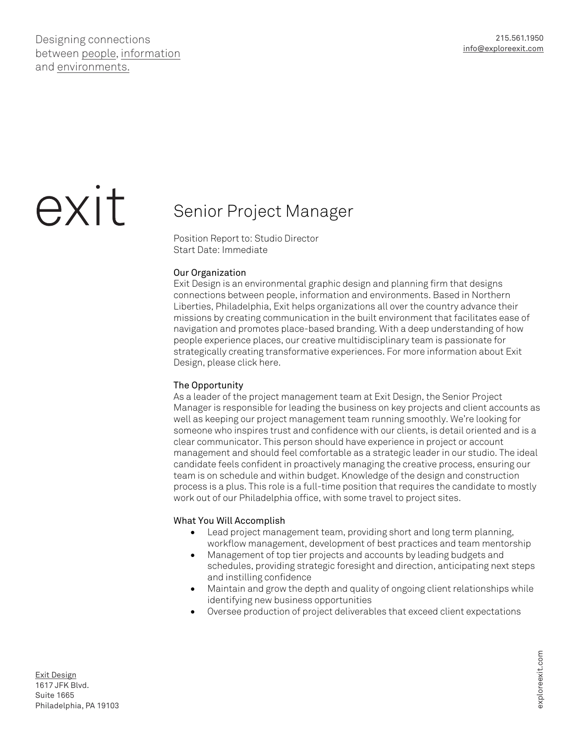Designing connections between people, information and environments.

215.561.1950
info@exploreexit.com

exit

# Senior Project Manager

Position Report to: Studio Director
Start Date: Immediate

## Our Organization

Exit Design is an environmental graphic design and planning firm that designs connections between people, information and environments. Based in Northern Liberties, Philadelphia, Exit helps organizations all over the country advance their missions by creating communication in the built environment that facilitates ease of navigation and promotes place-based branding. With a deep understanding of how people experience places, our creative multidisciplinary team is passionate for strategically creating transformative experiences. For more information about Exit Design, please click here.

## The Opportunity

As a leader of the project management team at Exit Design, the Senior Project Manager is responsible for leading the business on key projects and client accounts as well as keeping our project management team running smoothly. We're looking for someone who inspires trust and confidence with our clients, is detail oriented and is a clear communicator. This person should have experience in project or account management and should feel comfortable as a strategic leader in our studio. The ideal candidate feels confident in proactively managing the creative process, ensuring our team is on schedule and within budget. Knowledge of the design and construction process is a plus. This role is a full-time position that requires the candidate to mostly work out of our Philadelphia office, with some travel to project sites.

## What You Will Accomplish

- Lead project management team, providing short and long term planning, workflow management, development of best practices and team mentorship
- Management of top tier projects and accounts by leading budgets and schedules, providing strategic foresight and direction, anticipating next steps and instilling confidence
- Maintain and grow the depth and quality of ongoing client relationships while identifying new business opportunities
- Oversee production of project deliverables that exceed client expectations

Exit Design
1617 JFK Blvd.
Suite 1665
Philadelphia, PA 19103

exploreexit.com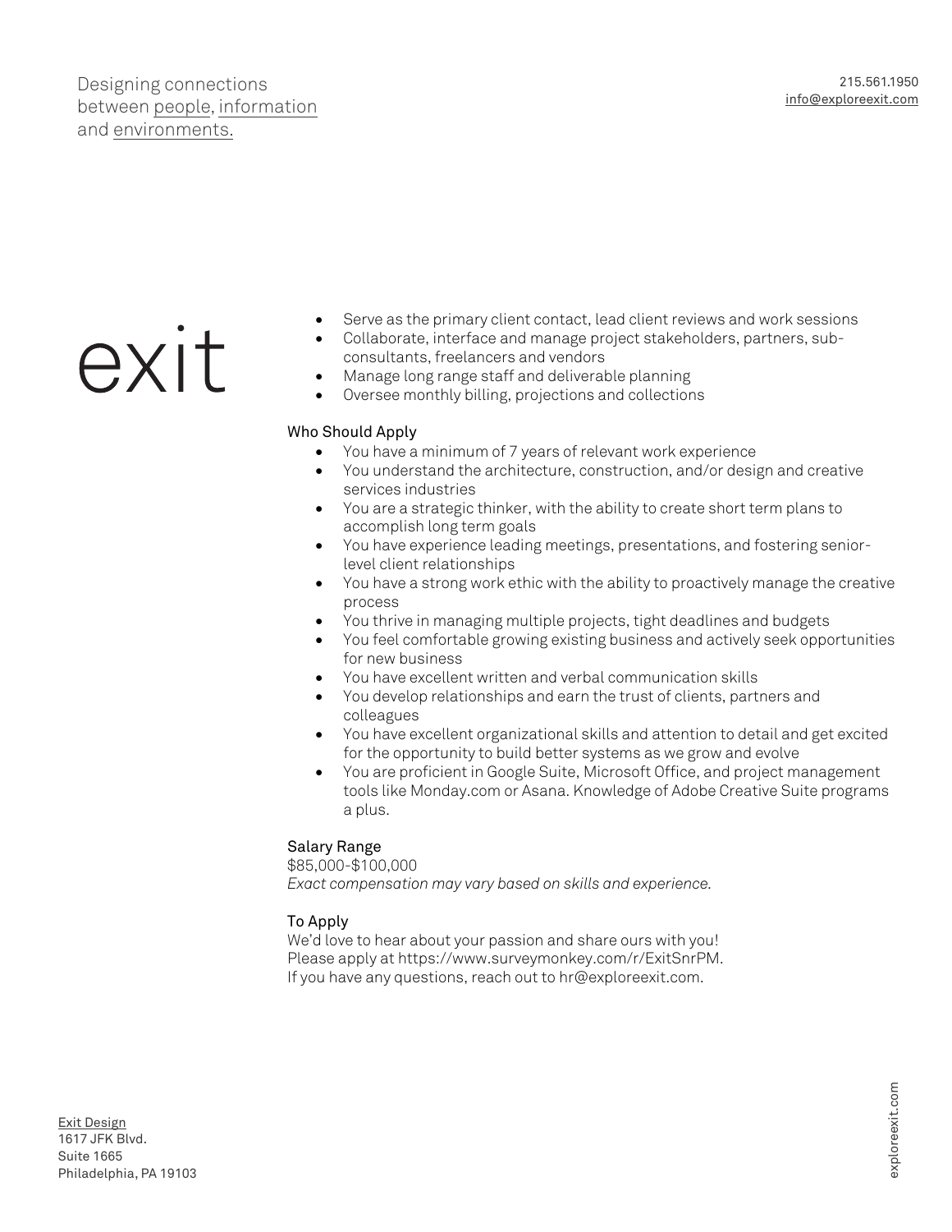Designing connections between people, information and environments.

215.561.1950
info@exploreexit.com

exit

- Serve as the primary client contact, lead client reviews and work sessions
- Collaborate, interface and manage project stakeholders, partners, sub-consultants, freelancers and vendors
- Manage long range staff and deliverable planning
- Oversee monthly billing, projections and collections

### Who Should Apply

- You have a minimum of 7 years of relevant work experience
- You understand the architecture, construction, and/or design and creative services industries
- You are a strategic thinker, with the ability to create short term plans to accomplish long term goals
- You have experience leading meetings, presentations, and fostering senior-level client relationships
- You have a strong work ethic with the ability to proactively manage the creative process
- You thrive in managing multiple projects, tight deadlines and budgets
- You feel comfortable growing existing business and actively seek opportunities for new business
- You have excellent written and verbal communication skills
- You develop relationships and earn the trust of clients, partners and colleagues
- You have excellent organizational skills and attention to detail and get excited for the opportunity to build better systems as we grow and evolve
- You are proficient in Google Suite, Microsoft Office, and project management tools like Monday.com or Asana. Knowledge of Adobe Creative Suite programs a plus.

### Salary Range

$85,000-$100,000
*Exact compensation may vary based on skills and experience.*

### To Apply

We'd love to hear about your passion and share ours with you!
Please apply at https://www.surveymonkey.com/r/ExitSnrPM.
If you have any questions, reach out to hr@exploreexit.com.

Exit Design
1617 JFK Blvd.
Suite 1665
Philadelphia, PA 19103

exploreexit.com